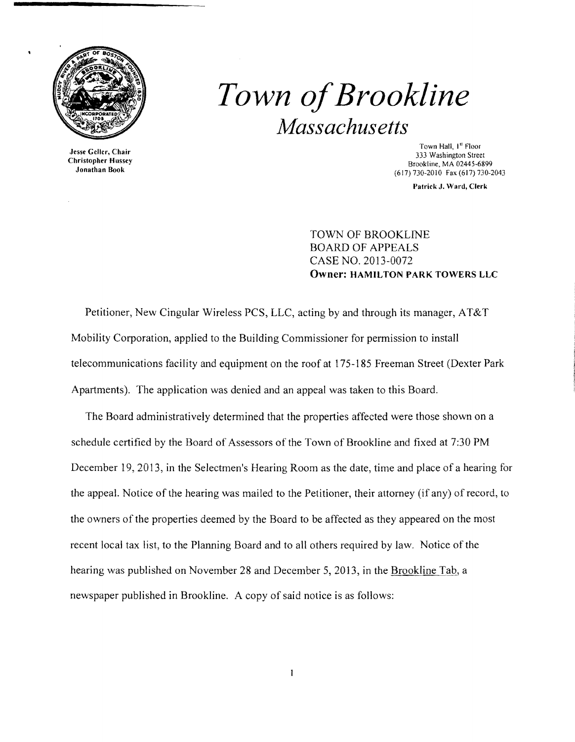# *Town of Brookline*

## *Massachusetts*

Jesse Geller, Chair
Christopher Hussey
Jonathan Book

Town Hall, 1st Floor
333 Washington Street
Brookline, MA 02445-6899
(617) 730-2010 Fax (617) 730-2043

**Patrick J. Ward, Clerk**

TOWN OF BROOKLINE
BOARD OF APPEALS
CASE NO. 2013-0072
**Owner: HAMILTON PARK TOWERS LLC**

Petitioner, New Cingular Wireless PCS, LLC, acting by and through its manager, AT&T Mobility Corporation, applied to the Building Commissioner for permission to install telecommunications facility and equipment on the roof at 175-185 Freeman Street (Dexter Park Apartments). The application was denied and an appeal was taken to this Board.

The Board administratively determined that the properties affected were those shown on a schedule certified by the Board of Assessors of the Town of Brookline and fixed at 7:30 PM December 19, 2013, in the Selectmen's Hearing Room as the date, time and place of a hearing for the appeal. Notice of the hearing was mailed to the Petitioner, their attorney (if any) of record, to the owners of the properties deemed by the Board to be affected as they appeared on the most recent local tax list, to the Planning Board and to all others required by law. Notice of the hearing was published on November 28 and December 5, 2013, in the Brookline Tab, a newspaper published in Brookline. A copy of said notice is as follows: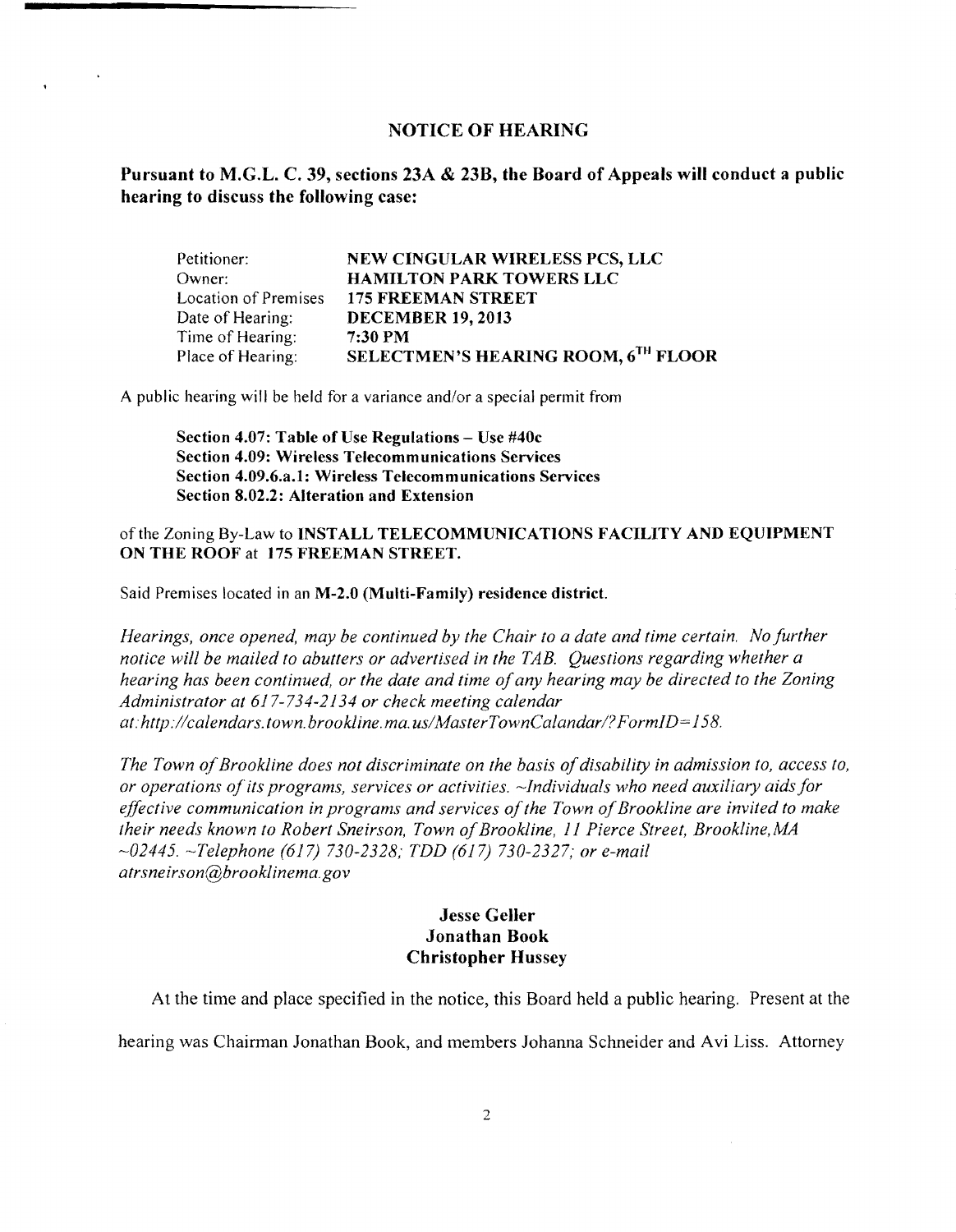## NOTICE OF HEARING

**Pursuant to M.G.L. C. 39, sections 23A & 23B, the Board of Appeals will conduct a public hearing to discuss the following case:**

| | |
|---|---|
| Petitioner: | **NEW CINGULAR WIRELESS PCS, LLC** |
| Owner: | **HAMILTON PARK TOWERS LLC** |
| Location of Premises | **175 FREEMAN STREET** |
| Date of Hearing: | **DECEMBER 19, 2013** |
| Time of Hearing: | **7:30 PM** |
| Place of Hearing: | **SELECTMEN'S HEARING ROOM, 6TH FLOOR** |

A public hearing will be held for a variance and/or a special permit from

**Section 4.07: Table of Use Regulations – Use #40c**
**Section 4.09: Wireless Telecommunications Services**
**Section 4.09.6.a.1: Wireless Telecommunications Services**
**Section 8.02.2: Alteration and Extension**

of the Zoning By-Law to **INSTALL TELECOMMUNICATIONS FACILITY AND EQUIPMENT ON THE ROOF** at **175 FREEMAN STREET.**

Said Premises located in an **M-2.0 (Multi-Family) residence district**.

*Hearings, once opened, may be continued by the Chair to a date and time certain. No further notice will be mailed to abutters or advertised in the TAB. Questions regarding whether a hearing has been continued, or the date and time of any hearing may be directed to the Zoning Administrator at 617-734-2134 or check meeting calendar at:http://calendars.town.brookline.ma.us/MasterTownCalandar/?FormID=158.*

*The Town of Brookline does not discriminate on the basis of disability in admission to, access to, or operations of its programs, services or activities. ~Individuals who need auxiliary aids for effective communication in programs and services of the Town of Brookline are invited to make their needs known to Robert Sneirson, Town of Brookline, 11 Pierce Street, Brookline, MA ~02445. ~Telephone (617) 730-2328; TDD (617) 730-2327; or e-mail atrsneirson@brooklinema.gov*

**Jesse Geller**
**Jonathan Book**
**Christopher Hussey**

At the time and place specified in the notice, this Board held a public hearing. Present at the hearing was Chairman Jonathan Book, and members Johanna Schneider and Avi Liss. Attorney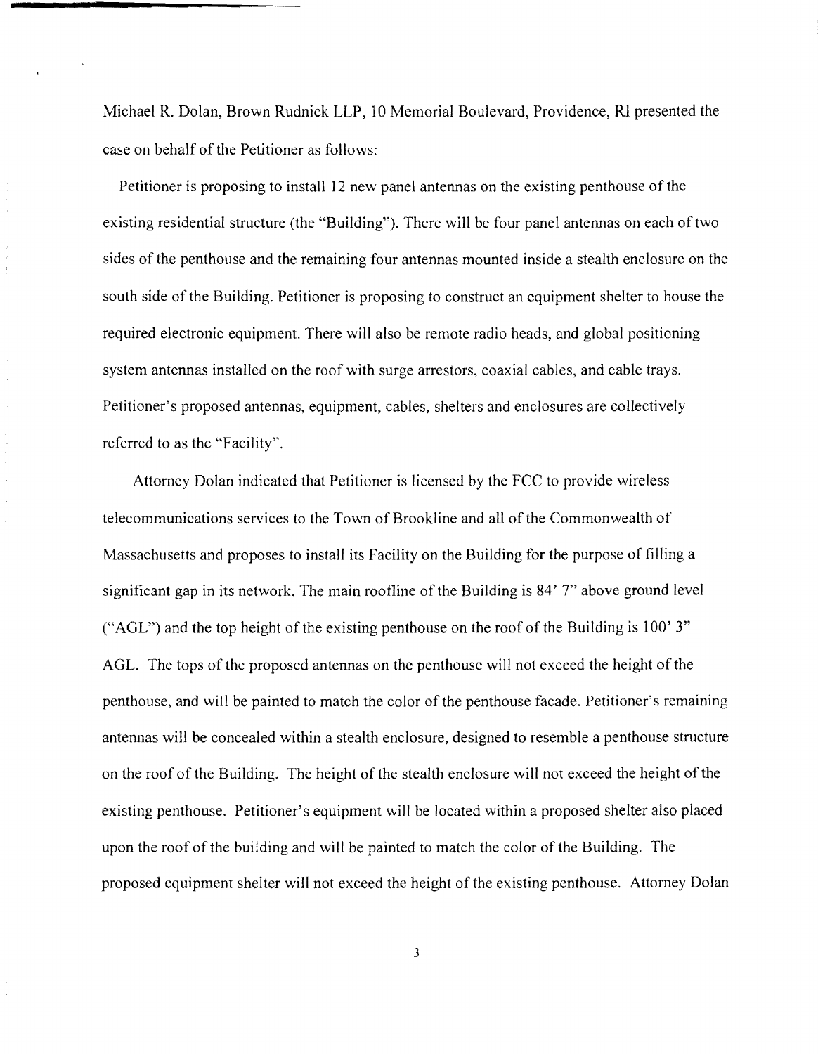Michael R. Dolan, Brown Rudnick LLP, 10 Memorial Boulevard, Providence, RI presented the case on behalf of the Petitioner as follows:

Petitioner is proposing to install 12 new panel antennas on the existing penthouse of the existing residential structure (the "Building"). There will be four panel antennas on each of two sides of the penthouse and the remaining four antennas mounted inside a stealth enclosure on the south side of the Building. Petitioner is proposing to construct an equipment shelter to house the required electronic equipment. There will also be remote radio heads, and global positioning system antennas installed on the roof with surge arrestors, coaxial cables, and cable trays. Petitioner's proposed antennas, equipment, cables, shelters and enclosures are collectively referred to as the "Facility".

Attorney Dolan indicated that Petitioner is licensed by the FCC to provide wireless telecommunications services to the Town of Brookline and all of the Commonwealth of Massachusetts and proposes to install its Facility on the Building for the purpose of filling a significant gap in its network. The main roofline of the Building is 84' 7" above ground level ("AGL") and the top height of the existing penthouse on the roof of the Building is 100' 3" AGL. The tops of the proposed antennas on the penthouse will not exceed the height of the penthouse, and will be painted to match the color of the penthouse facade. Petitioner's remaining antennas will be concealed within a stealth enclosure, designed to resemble a penthouse structure on the roof of the Building. The height of the stealth enclosure will not exceed the height of the existing penthouse. Petitioner's equipment will be located within a proposed shelter also placed upon the roof of the building and will be painted to match the color of the Building. The proposed equipment shelter will not exceed the height of the existing penthouse. Attorney Dolan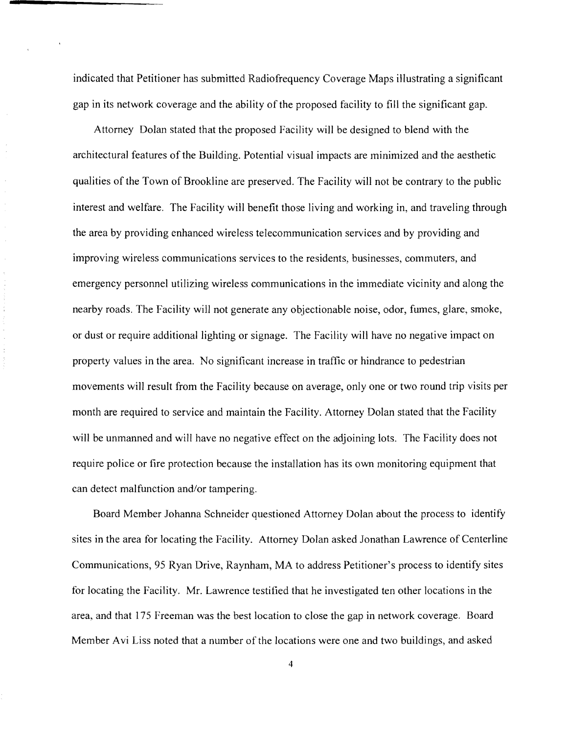indicated that Petitioner has submitted Radiofrequency Coverage Maps illustrating a significant gap in its network coverage and the ability of the proposed facility to fill the significant gap.

Attorney Dolan stated that the proposed Facility will be designed to blend with the architectural features of the Building. Potential visual impacts are minimized and the aesthetic qualities of the Town of Brookline are preserved. The Facility will not be contrary to the public interest and welfare. The Facility will benefit those living and working in, and traveling through the area by providing enhanced wireless telecommunication services and by providing and improving wireless communications services to the residents, businesses, commuters, and emergency personnel utilizing wireless communications in the immediate vicinity and along the nearby roads. The Facility will not generate any objectionable noise, odor, fumes, glare, smoke, or dust or require additional lighting or signage. The Facility will have no negative impact on property values in the area. No significant increase in traffic or hindrance to pedestrian movements will result from the Facility because on average, only one or two round trip visits per month are required to service and maintain the Facility. Attorney Dolan stated that the Facility will be unmanned and will have no negative effect on the adjoining lots. The Facility does not require police or fire protection because the installation has its own monitoring equipment that can detect malfunction and/or tampering.

Board Member Johanna Schneider questioned Attorney Dolan about the process to identify sites in the area for locating the Facility. Attorney Dolan asked Jonathan Lawrence of Centerline Communications, 95 Ryan Drive, Raynham, MA to address Petitioner's process to identify sites for locating the Facility. Mr. Lawrence testified that he investigated ten other locations in the area, and that 175 Freeman was the best location to close the gap in network coverage. Board Member Avi Liss noted that a number of the locations were one and two buildings, and asked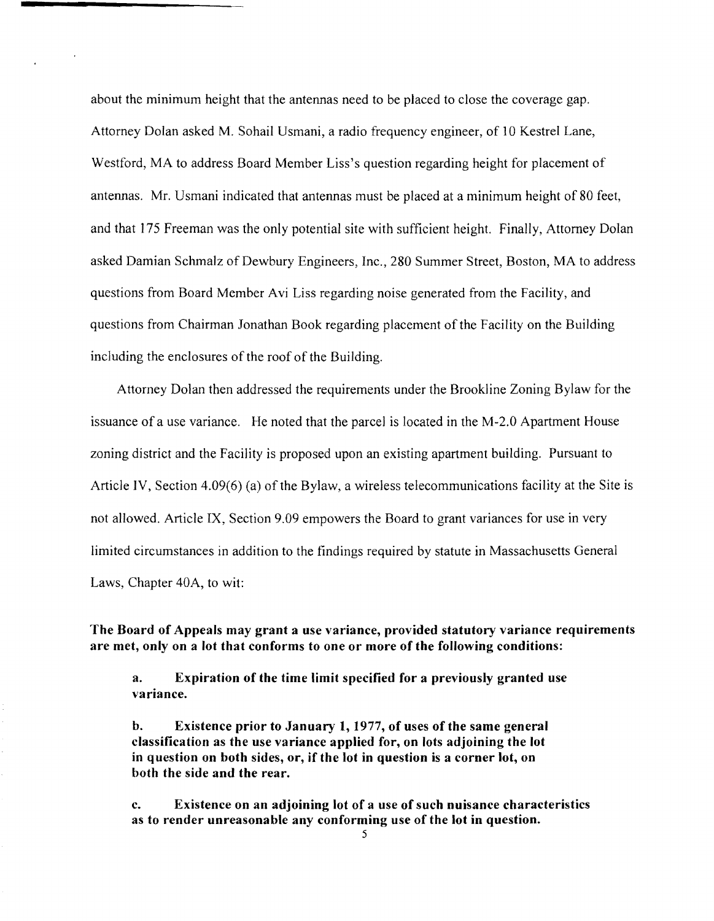about the minimum height that the antennas need to be placed to close the coverage gap. Attorney Dolan asked M. Sohail Usmani, a radio frequency engineer, of 10 Kestrel Lane, Westford, MA to address Board Member Liss's question regarding height for placement of antennas. Mr. Usmani indicated that antennas must be placed at a minimum height of 80 feet, and that 175 Freeman was the only potential site with sufficient height. Finally, Attorney Dolan asked Damian Schmalz of Dewbury Engineers, Inc., 280 Summer Street, Boston, MA to address questions from Board Member Avi Liss regarding noise generated from the Facility, and questions from Chairman Jonathan Book regarding placement of the Facility on the Building including the enclosures of the roof of the Building.

Attorney Dolan then addressed the requirements under the Brookline Zoning Bylaw for the issuance of a use variance. He noted that the parcel is located in the M-2.0 Apartment House zoning district and the Facility is proposed upon an existing apartment building. Pursuant to Article IV, Section 4.09(6) (a) of the Bylaw, a wireless telecommunications facility at the Site is not allowed. Article IX, Section 9.09 empowers the Board to grant variances for use in very limited circumstances in addition to the findings required by statute in Massachusetts General Laws, Chapter 40A, to wit:

**The Board of Appeals may grant a use variance, provided statutory variance requirements are met, only on a lot that conforms to one or more of the following conditions:**

> **a. Expiration of the time limit specified for a previously granted use variance.**
>
> **b. Existence prior to January 1, 1977, of uses of the same general classification as the use variance applied for, on lots adjoining the lot in question on both sides, or, if the lot in question is a corner lot, on both the side and the rear.**
>
> **c. Existence on an adjoining lot of a use of such nuisance characteristics as to render unreasonable any conforming use of the lot in question.**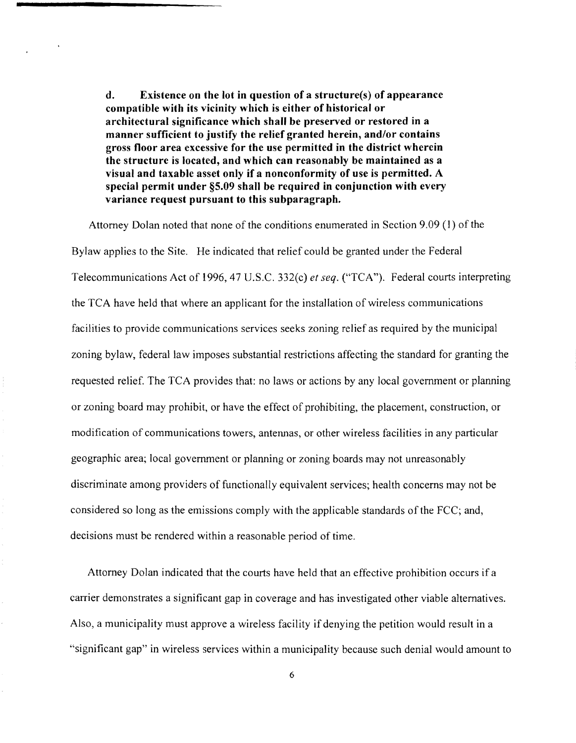**d. Existence on the lot in question of a structure(s) of appearance compatible with its vicinity which is either of historical or architectural significance which shall be preserved or restored in a manner sufficient to justify the relief granted herein, and/or contains gross floor area excessive for the use permitted in the district wherein the structure is located, and which can reasonably be maintained as a visual and taxable asset only if a nonconformity of use is permitted. A special permit under §5.09 shall be required in conjunction with every variance request pursuant to this subparagraph.**

Attorney Dolan noted that none of the conditions enumerated in Section 9.09 (1) of the Bylaw applies to the Site. He indicated that relief could be granted under the Federal Telecommunications Act of 1996, 47 U.S.C. 332(c) *et seq.* ("TCA"). Federal courts interpreting the TCA have held that where an applicant for the installation of wireless communications facilities to provide communications services seeks zoning relief as required by the municipal zoning bylaw, federal law imposes substantial restrictions affecting the standard for granting the requested relief. The TCA provides that: no laws or actions by any local government or planning or zoning board may prohibit, or have the effect of prohibiting, the placement, construction, or modification of communications towers, antennas, or other wireless facilities in any particular geographic area; local government or planning or zoning boards may not unreasonably discriminate among providers of functionally equivalent services; health concerns may not be considered so long as the emissions comply with the applicable standards of the FCC; and, decisions must be rendered within a reasonable period of time.

Attorney Dolan indicated that the courts have held that an effective prohibition occurs if a carrier demonstrates a significant gap in coverage and has investigated other viable alternatives. Also, a municipality must approve a wireless facility if denying the petition would result in a "significant gap" in wireless services within a municipality because such denial would amount to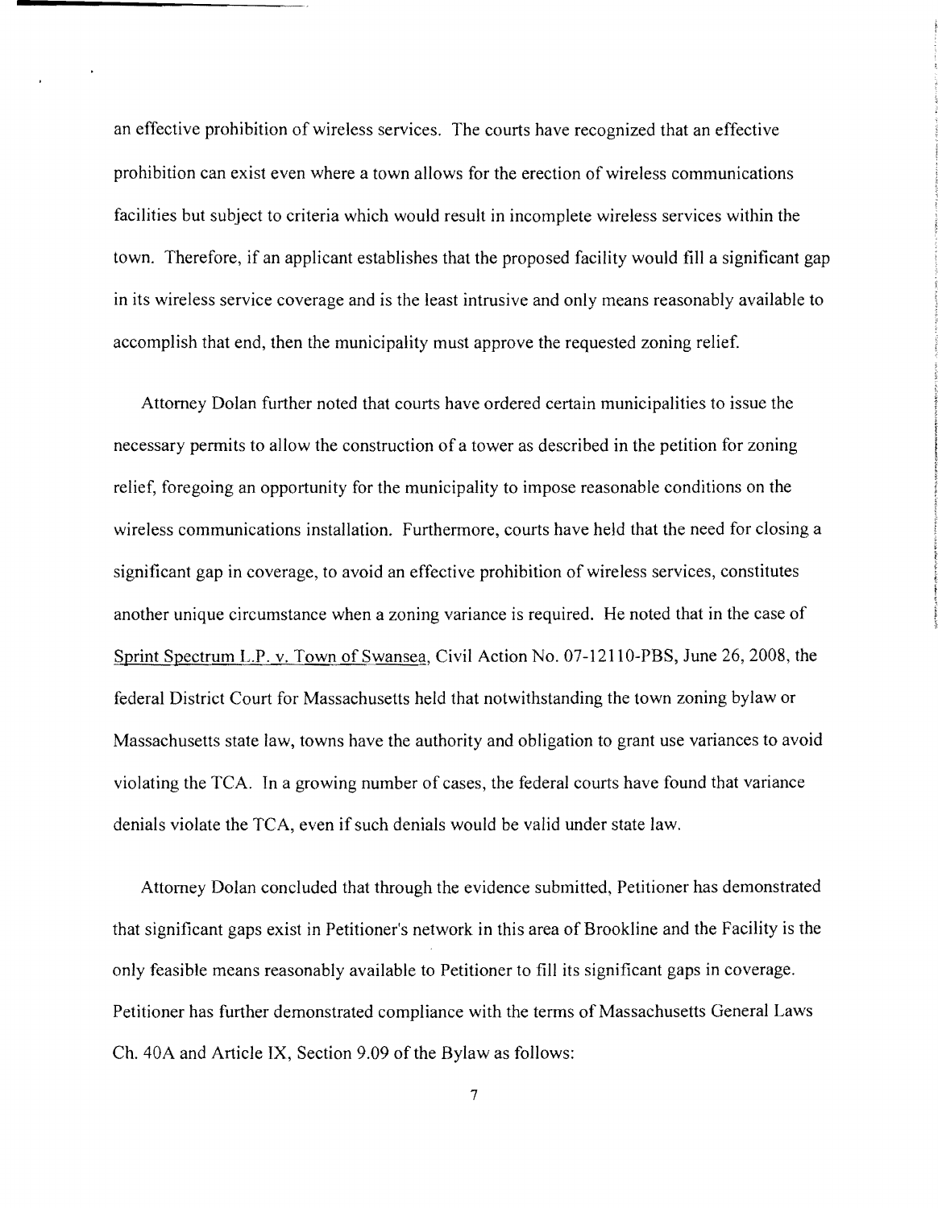an effective prohibition of wireless services. The courts have recognized that an effective prohibition can exist even where a town allows for the erection of wireless communications facilities but subject to criteria which would result in incomplete wireless services within the town. Therefore, if an applicant establishes that the proposed facility would fill a significant gap in its wireless service coverage and is the least intrusive and only means reasonably available to accomplish that end, then the municipality must approve the requested zoning relief.

Attorney Dolan further noted that courts have ordered certain municipalities to issue the necessary permits to allow the construction of a tower as described in the petition for zoning relief, foregoing an opportunity for the municipality to impose reasonable conditions on the wireless communications installation. Furthermore, courts have held that the need for closing a significant gap in coverage, to avoid an effective prohibition of wireless services, constitutes another unique circumstance when a zoning variance is required. He noted that in the case of Sprint Spectrum L.P. v. Town of Swansea, Civil Action No. 07-12110-PBS, June 26, 2008, the federal District Court for Massachusetts held that notwithstanding the town zoning bylaw or Massachusetts state law, towns have the authority and obligation to grant use variances to avoid violating the TCA. In a growing number of cases, the federal courts have found that variance denials violate the TCA, even if such denials would be valid under state law.

Attorney Dolan concluded that through the evidence submitted, Petitioner has demonstrated that significant gaps exist in Petitioner's network in this area of Brookline and the Facility is the only feasible means reasonably available to Petitioner to fill its significant gaps in coverage. Petitioner has further demonstrated compliance with the terms of Massachusetts General Laws Ch. 40A and Article IX, Section 9.09 of the Bylaw as follows: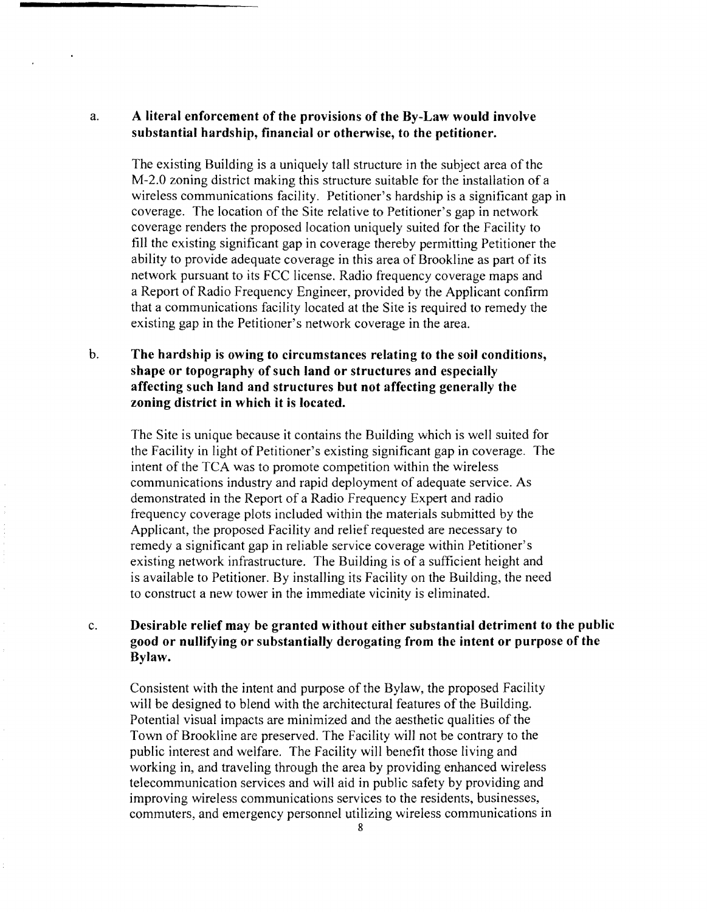a. **A literal enforcement of the provisions of the By-Law would involve substantial hardship, financial or otherwise, to the petitioner.**

The existing Building is a uniquely tall structure in the subject area of the M-2.0 zoning district making this structure suitable for the installation of a wireless communications facility. Petitioner's hardship is a significant gap in coverage. The location of the Site relative to Petitioner's gap in network coverage renders the proposed location uniquely suited for the Facility to fill the existing significant gap in coverage thereby permitting Petitioner the ability to provide adequate coverage in this area of Brookline as part of its network pursuant to its FCC license. Radio frequency coverage maps and a Report of Radio Frequency Engineer, provided by the Applicant confirm that a communications facility located at the Site is required to remedy the existing gap in the Petitioner's network coverage in the area.

b. **The hardship is owing to circumstances relating to the soil conditions, shape or topography of such land or structures and especially affecting such land and structures but not affecting generally the zoning district in which it is located.**

The Site is unique because it contains the Building which is well suited for the Facility in light of Petitioner's existing significant gap in coverage. The intent of the TCA was to promote competition within the wireless communications industry and rapid deployment of adequate service. As demonstrated in the Report of a Radio Frequency Expert and radio frequency coverage plots included within the materials submitted by the Applicant, the proposed Facility and relief requested are necessary to remedy a significant gap in reliable service coverage within Petitioner's existing network infrastructure. The Building is of a sufficient height and is available to Petitioner. By installing its Facility on the Building, the need to construct a new tower in the immediate vicinity is eliminated.

c. **Desirable relief may be granted without either substantial detriment to the public good or nullifying or substantially derogating from the intent or purpose of the Bylaw.**

Consistent with the intent and purpose of the Bylaw, the proposed Facility will be designed to blend with the architectural features of the Building. Potential visual impacts are minimized and the aesthetic qualities of the Town of Brookline are preserved. The Facility will not be contrary to the public interest and welfare. The Facility will benefit those living and working in, and traveling through the area by providing enhanced wireless telecommunication services and will aid in public safety by providing and improving wireless communications services to the residents, businesses, commuters, and emergency personnel utilizing wireless communications in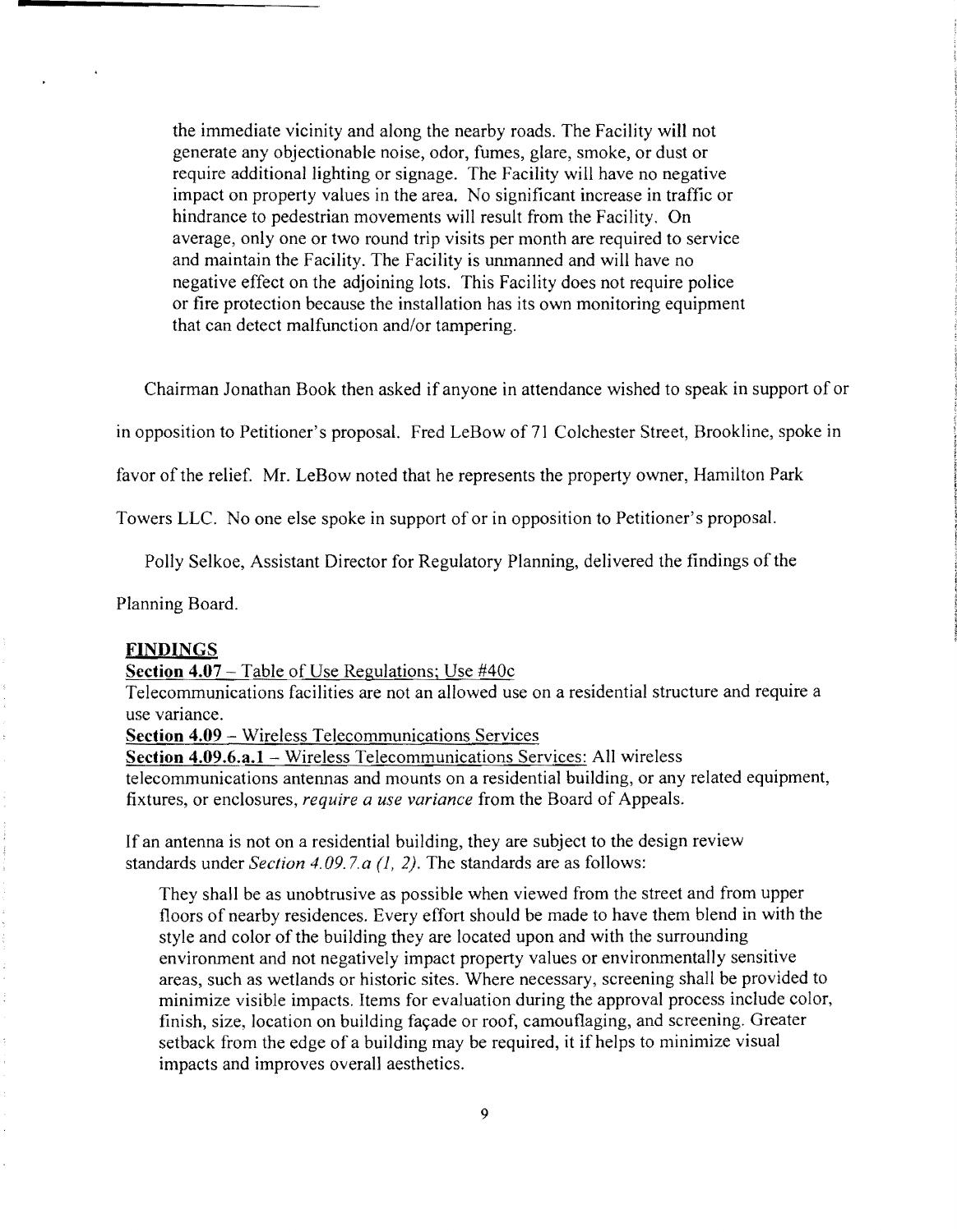the immediate vicinity and along the nearby roads. The Facility will not generate any objectionable noise, odor, fumes, glare, smoke, or dust or require additional lighting or signage. The Facility will have no negative impact on property values in the area. No significant increase in traffic or hindrance to pedestrian movements will result from the Facility. On average, only one or two round trip visits per month are required to service and maintain the Facility. The Facility is unmanned and will have no negative effect on the adjoining lots. This Facility does not require police or fire protection because the installation has its own monitoring equipment that can detect malfunction and/or tampering.

Chairman Jonathan Book then asked if anyone in attendance wished to speak in support of or in opposition to Petitioner's proposal. Fred LeBow of 71 Colchester Street, Brookline, spoke in favor of the relief. Mr. LeBow noted that he represents the property owner, Hamilton Park Towers LLC. No one else spoke in support of or in opposition to Petitioner's proposal.

Polly Selkoe, Assistant Director for Regulatory Planning, delivered the findings of the Planning Board.

**FINDINGS**

**Section 4.07** – Table of Use Regulations; Use #40c

Telecommunications facilities are not an allowed use on a residential structure and require a use variance.

**Section 4.09** – Wireless Telecommunications Services

**Section 4.09.6.a.1** – Wireless Telecommunications Services: All wireless telecommunications antennas and mounts on a residential building, or any related equipment, fixtures, or enclosures, *require a use variance* from the Board of Appeals.

If an antenna is not on a residential building, they are subject to the design review standards under *Section 4.09.7.a (1, 2)*. The standards are as follows:

They shall be as unobtrusive as possible when viewed from the street and from upper floors of nearby residences. Every effort should be made to have them blend in with the style and color of the building they are located upon and with the surrounding environment and not negatively impact property values or environmentally sensitive areas, such as wetlands or historic sites. Where necessary, screening shall be provided to minimize visible impacts. Items for evaluation during the approval process include color, finish, size, location on building façade or roof, camouflaging, and screening. Greater setback from the edge of a building may be required, it if helps to minimize visual impacts and improves overall aesthetics.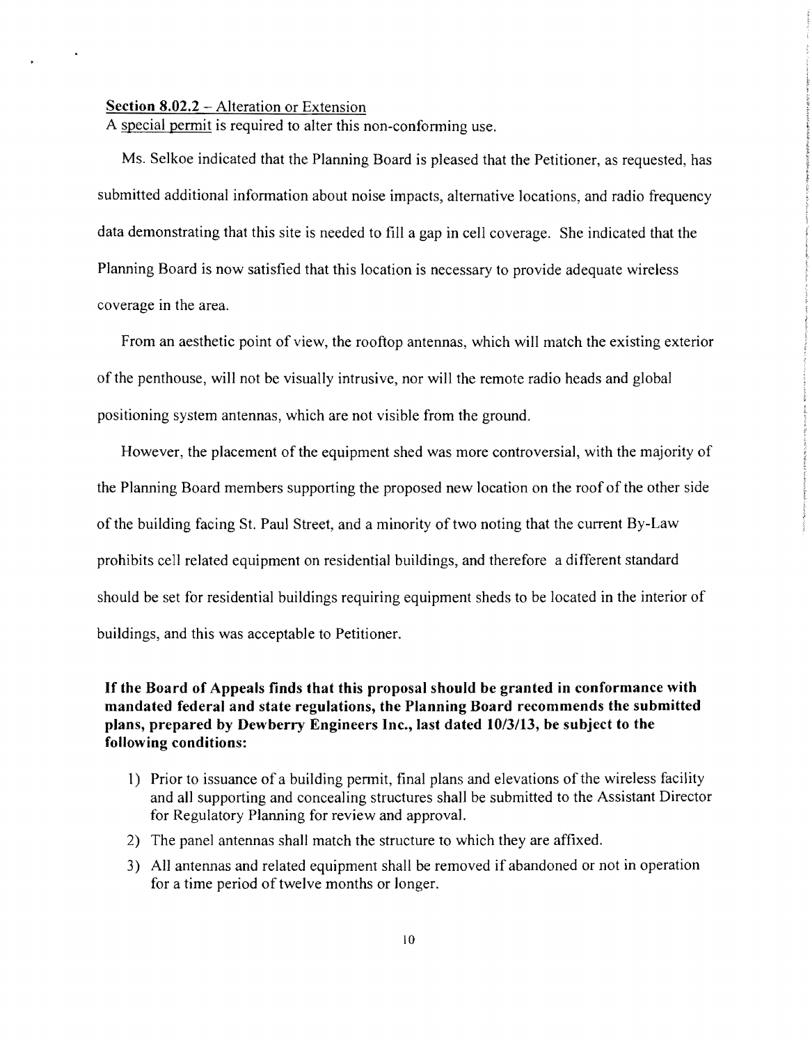**Section 8.02.2** – Alteration or Extension
A special permit is required to alter this non-conforming use.

Ms. Selkoe indicated that the Planning Board is pleased that the Petitioner, as requested, has submitted additional information about noise impacts, alternative locations, and radio frequency data demonstrating that this site is needed to fill a gap in cell coverage. She indicated that the Planning Board is now satisfied that this location is necessary to provide adequate wireless coverage in the area.

From an aesthetic point of view, the rooftop antennas, which will match the existing exterior of the penthouse, will not be visually intrusive, nor will the remote radio heads and global positioning system antennas, which are not visible from the ground.

However, the placement of the equipment shed was more controversial, with the majority of the Planning Board members supporting the proposed new location on the roof of the other side of the building facing St. Paul Street, and a minority of two noting that the current By-Law prohibits cell related equipment on residential buildings, and therefore a different standard should be set for residential buildings requiring equipment sheds to be located in the interior of buildings, and this was acceptable to Petitioner.

**If the Board of Appeals finds that this proposal should be granted in conformance with mandated federal and state regulations, the Planning Board recommends the submitted plans, prepared by Dewberry Engineers Inc., last dated 10/3/13, be subject to the following conditions:**

1) Prior to issuance of a building permit, final plans and elevations of the wireless facility and all supporting and concealing structures shall be submitted to the Assistant Director for Regulatory Planning for review and approval.
2) The panel antennas shall match the structure to which they are affixed.
3) All antennas and related equipment shall be removed if abandoned or not in operation for a time period of twelve months or longer.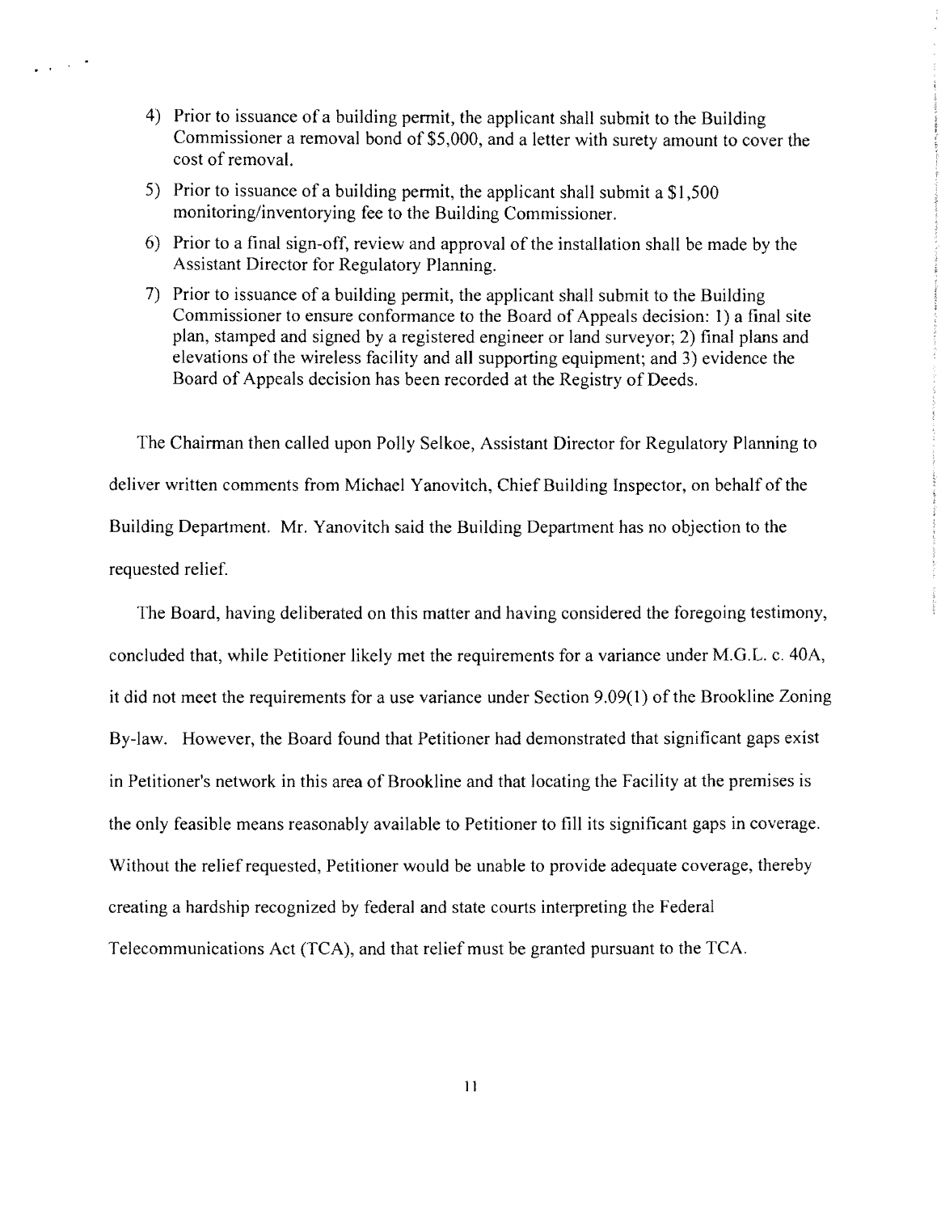4) Prior to issuance of a building permit, the applicant shall submit to the Building Commissioner a removal bond of $5,000, and a letter with surety amount to cover the cost of removal.

5) Prior to issuance of a building permit, the applicant shall submit a $1,500 monitoring/inventorying fee to the Building Commissioner.

6) Prior to a final sign-off, review and approval of the installation shall be made by the Assistant Director for Regulatory Planning.

7) Prior to issuance of a building permit, the applicant shall submit to the Building Commissioner to ensure conformance to the Board of Appeals decision: 1) a final site plan, stamped and signed by a registered engineer or land surveyor; 2) final plans and elevations of the wireless facility and all supporting equipment; and 3) evidence the Board of Appeals decision has been recorded at the Registry of Deeds.

The Chairman then called upon Polly Selkoe, Assistant Director for Regulatory Planning to deliver written comments from Michael Yanovitch, Chief Building Inspector, on behalf of the Building Department. Mr. Yanovitch said the Building Department has no objection to the requested relief.

The Board, having deliberated on this matter and having considered the foregoing testimony, concluded that, while Petitioner likely met the requirements for a variance under M.G.L. c. 40A, it did not meet the requirements for a use variance under Section 9.09(1) of the Brookline Zoning By-law. However, the Board found that Petitioner had demonstrated that significant gaps exist in Petitioner's network in this area of Brookline and that locating the Facility at the premises is the only feasible means reasonably available to Petitioner to fill its significant gaps in coverage. Without the relief requested, Petitioner would be unable to provide adequate coverage, thereby creating a hardship recognized by federal and state courts interpreting the Federal Telecommunications Act (TCA), and that relief must be granted pursuant to the TCA.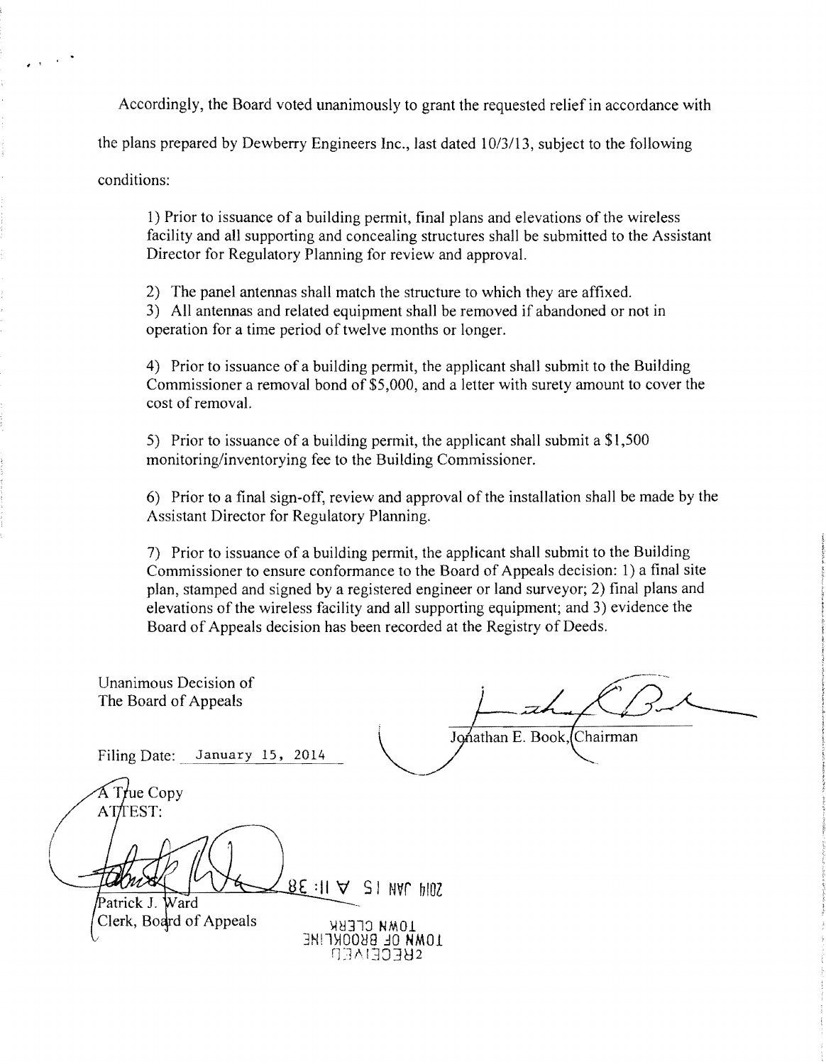Accordingly, the Board voted unanimously to grant the requested relief in accordance with the plans prepared by Dewberry Engineers Inc., last dated 10/3/13, subject to the following conditions:

> 1) Prior to issuance of a building permit, final plans and elevations of the wireless facility and all supporting and concealing structures shall be submitted to the Assistant Director for Regulatory Planning for review and approval.
>
> 2) The panel antennas shall match the structure to which they are affixed.
>
> 3) All antennas and related equipment shall be removed if abandoned or not in operation for a time period of twelve months or longer.
>
> 4) Prior to issuance of a building permit, the applicant shall submit to the Building Commissioner a removal bond of $5,000, and a letter with surety amount to cover the cost of removal.
>
> 5) Prior to issuance of a building permit, the applicant shall submit a $1,500 monitoring/inventorying fee to the Building Commissioner.
>
> 6) Prior to a final sign-off, review and approval of the installation shall be made by the Assistant Director for Regulatory Planning.
>
> 7) Prior to issuance of a building permit, the applicant shall submit to the Building Commissioner to ensure conformance to the Board of Appeals decision: 1) a final site plan, stamped and signed by a registered engineer or land surveyor; 2) final plans and elevations of the wireless facility and all supporting equipment; and 3) evidence the Board of Appeals decision has been recorded at the Registry of Deeds.

Unanimous Decision of
The Board of Appeals

Jonathan E. Book, Chairman

Filing Date: January 15, 2014

A True Copy
ATTEST:

Patrick J. Ward
Clerk, Board of Appeals

2014 JAN 15 A 11:38
TOWN CLERK
TOWN OF BROOKLINE
RECEIVED